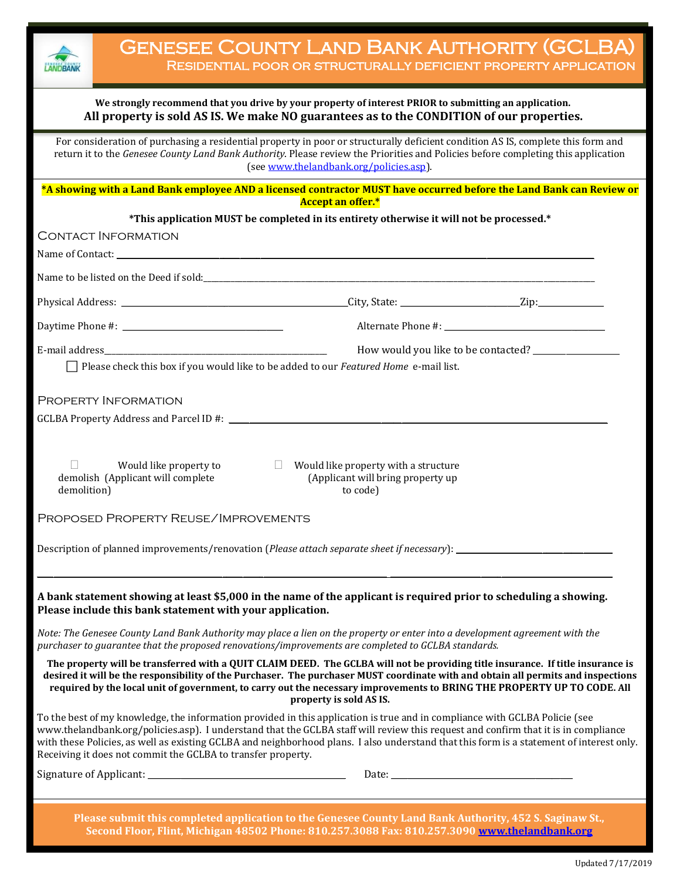# Genesee County Land Bank Authority (GCLBA)

## Residential poor or structurally deficient property application

**We strongly recommend that you drive by your property of interest PRIOR to submitting an application.**
**All property is sold AS IS. We make NO guarantees as to the CONDITION of our properties.**

For consideration of purchasing a residential property in poor or structurally deficient condition AS IS, complete this form and return it to the *Genesee County Land Bank Authority*. Please review the Priorities and Policies before completing this application (see www.thelandbank.org/policies.asp).

**\*A showing with a Land Bank employee AND a licensed contractor MUST have occurred before the Land Bank can Review or Accept an offer.\***

**\*This application MUST be completed in its entirety otherwise it will not be processed.\***

### Contact Information

Name of Contact: ______________________________

Name to be listed on the Deed if sold: ______________________________

Physical Address: ______________________________ City, State: ____________ Zip: ________

Daytime Phone #: ____________________ Alternate Phone #: ____________________

E-mail address ____________________ How would you like to be contacted? ____________

☐ Please check this box if you would like to be added to our *Featured Home* e-mail list.

### Property Information

GCLBA Property Address and Parcel ID #: ______________________________

☐ Would like property to demolish (Applicant will complete demolition)

☐ Would like property with a structure (Applicant will bring property up to code)

### Proposed Property Reuse/Improvements

Description of planned improvements/renovation (*Please attach separate sheet if necessary*): ______________________________

______________________________

**A bank statement showing at least $5,000 in the name of the applicant is required prior to scheduling a showing. Please include this bank statement with your application.**

*Note: The Genesee County Land Bank Authority may place a lien on the property or enter into a development agreement with the purchaser to guarantee that the proposed renovations/improvements are completed to GCLBA standards.*

**The property will be transferred with a QUIT CLAIM DEED. The GCLBA will not be providing title insurance. If title insurance is desired it will be the responsibility of the Purchaser. The purchaser MUST coordinate with and obtain all permits and inspections required by the local unit of government, to carry out the necessary improvements to BRING THE PROPERTY UP TO CODE. All property is sold AS IS.**

To the best of my knowledge, the information provided in this application is true and in compliance with GCLBA Policie (see www.thelandbank.org/policies.asp). I understand that the GCLBA staff will review this request and confirm that it is in compliance with these Policies, as well as existing GCLBA and neighborhood plans. I also understand that this form is a statement of interest only. Receiving it does not commit the GCLBA to transfer property.

Signature of Applicant: ____________________ Date: ____________________

**Please submit this completed application to the Genesee County Land Bank Authority, 452 S. Saginaw St., Second Floor, Flint, Michigan 48502 Phone: 810.257.3088 Fax: 810.257.3090 www.thelandbank.org**

Updated 7/17/2019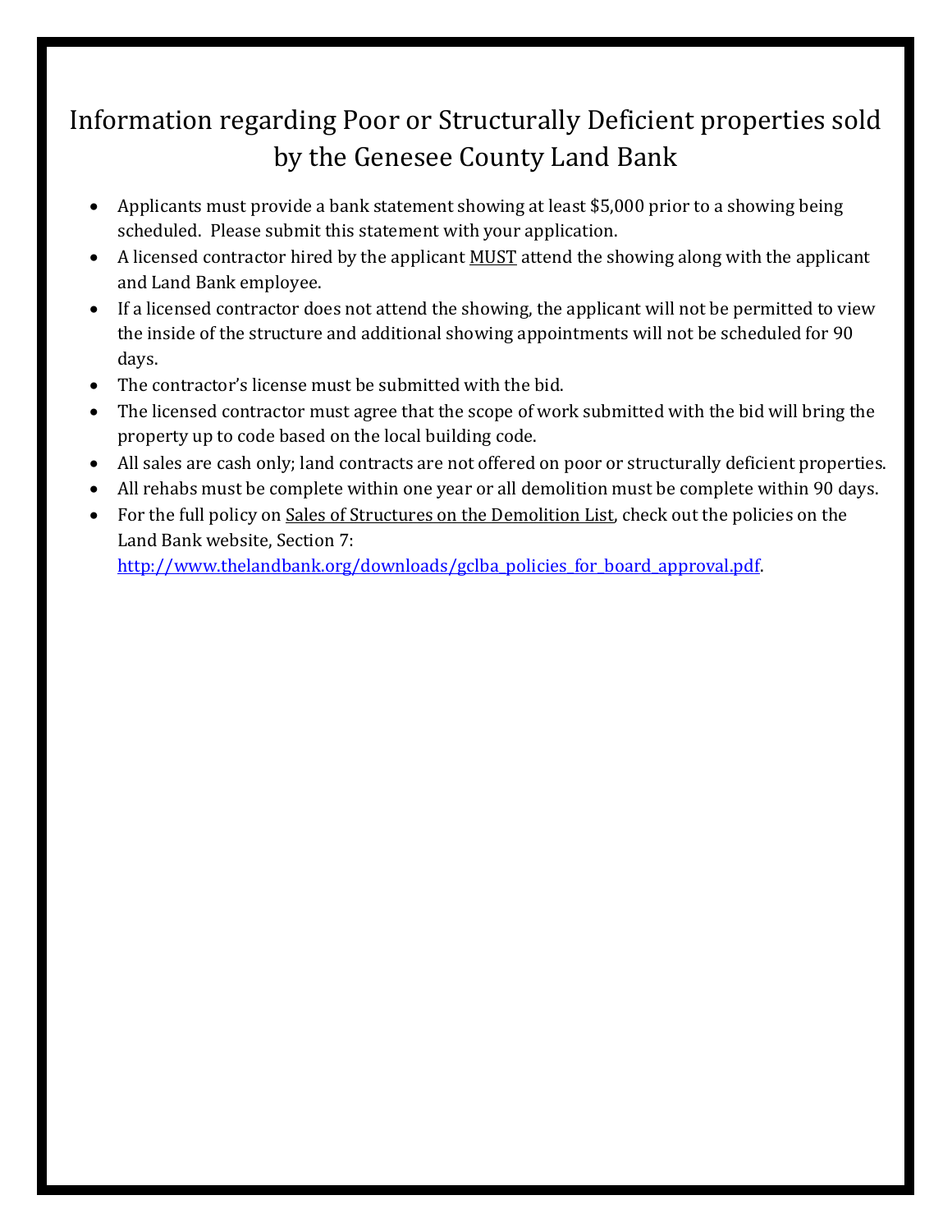# Information regarding Poor or Structurally Deficient properties sold by the Genesee County Land Bank

- Applicants must provide a bank statement showing at least $5,000 prior to a showing being scheduled. Please submit this statement with your application.
- A licensed contractor hired by the applicant MUST attend the showing along with the applicant and Land Bank employee.
- If a licensed contractor does not attend the showing, the applicant will not be permitted to view the inside of the structure and additional showing appointments will not be scheduled for 90 days.
- The contractor's license must be submitted with the bid.
- The licensed contractor must agree that the scope of work submitted with the bid will bring the property up to code based on the local building code.
- All sales are cash only; land contracts are not offered on poor or structurally deficient properties.
- All rehabs must be complete within one year or all demolition must be complete within 90 days.
- For the full policy on Sales of Structures on the Demolition List, check out the policies on the Land Bank website, Section 7: http://www.thelandbank.org/downloads/gclba_policies_for_board_approval.pdf.